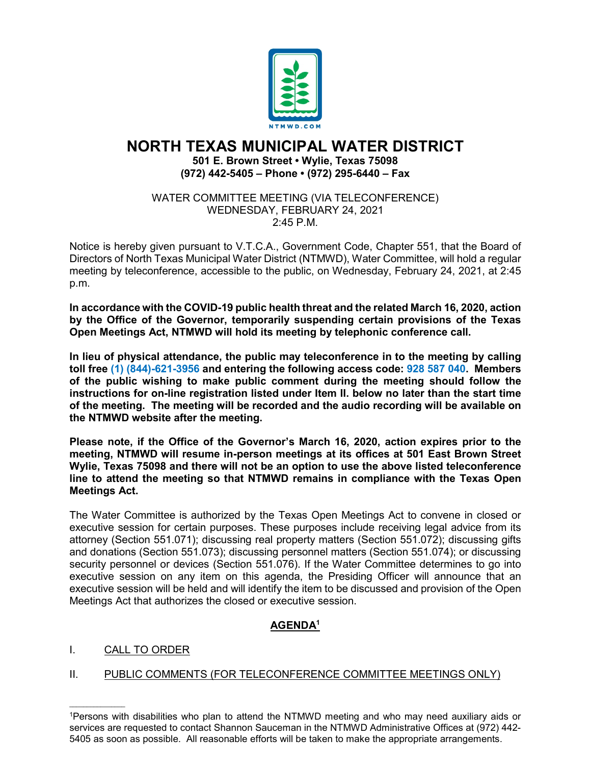NTMWD.COM

# NORTH TEXAS MUNICIPAL WATER DISTRICT

**501 E. Brown Street • Wylie, Texas 75098**
**(972) 442-5405 – Phone • (972) 295-6440 – Fax**

WATER COMMITTEE MEETING (VIA TELECONFERENCE)
WEDNESDAY, FEBRUARY 24, 2021
2:45 P.M.

Notice is hereby given pursuant to V.T.C.A., Government Code, Chapter 551, that the Board of Directors of North Texas Municipal Water District (NTMWD), Water Committee, will hold a regular meeting by teleconference, accessible to the public, on Wednesday, February 24, 2021, at 2:45 p.m.

**In accordance with the COVID-19 public health threat and the related March 16, 2020, action by the Office of the Governor, temporarily suspending certain provisions of the Texas Open Meetings Act, NTMWD will hold its meeting by telephonic conference call.**

**In lieu of physical attendance, the public may teleconference in to the meeting by calling toll free (1) (844)-621-3956 and entering the following access code: 928 587 040. Members of the public wishing to make public comment during the meeting should follow the instructions for on-line registration listed under Item II. below no later than the start time of the meeting. The meeting will be recorded and the audio recording will be available on the NTMWD website after the meeting.**

**Please note, if the Office of the Governor's March 16, 2020, action expires prior to the meeting, NTMWD will resume in-person meetings at its offices at 501 East Brown Street Wylie, Texas 75098 and there will not be an option to use the above listed teleconference line to attend the meeting so that NTMWD remains in compliance with the Texas Open Meetings Act.**

The Water Committee is authorized by the Texas Open Meetings Act to convene in closed or executive session for certain purposes. These purposes include receiving legal advice from its attorney (Section 551.071); discussing real property matters (Section 551.072); discussing gifts and donations (Section 551.073); discussing personnel matters (Section 551.074); or discussing security personnel or devices (Section 551.076). If the Water Committee determines to go into executive session on any item on this agenda, the Presiding Officer will announce that an executive session will be held and will identify the item to be discussed and provision of the Open Meetings Act that authorizes the closed or executive session.

## AGENDA[1]

I. CALL TO ORDER

II. PUBLIC COMMENTS (FOR TELECONFERENCE COMMITTEE MEETINGS ONLY)

---

[1]Persons with disabilities who plan to attend the NTMWD meeting and who may need auxiliary aids or services are requested to contact Shannon Sauceman in the NTMWD Administrative Offices at (972) 442-5405 as soon as possible. All reasonable efforts will be taken to make the appropriate arrangements.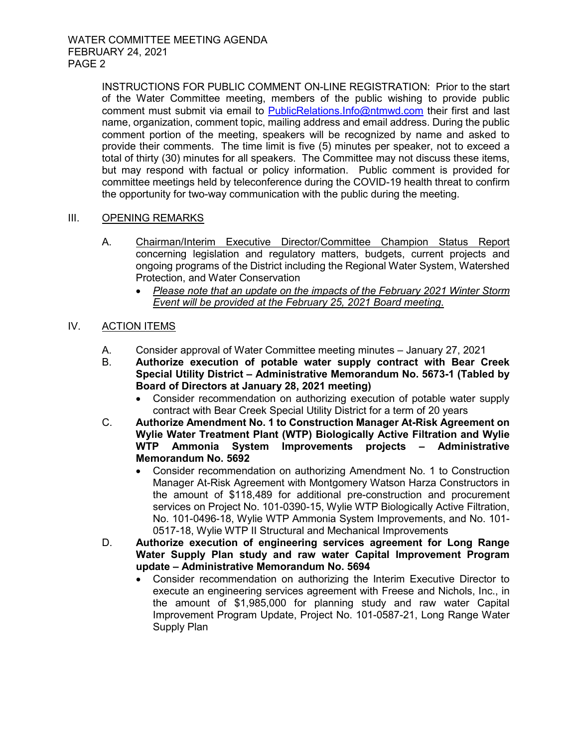INSTRUCTIONS FOR PUBLIC COMMENT ON-LINE REGISTRATION: Prior to the start of the Water Committee meeting, members of the public wishing to provide public comment must submit via email to PublicRelations.Info@ntmwd.com their first and last name, organization, comment topic, mailing address and email address. During the public comment portion of the meeting, speakers will be recognized by name and asked to provide their comments. The time limit is five (5) minutes per speaker, not to exceed a total of thirty (30) minutes for all speakers. The Committee may not discuss these items, but may respond with factual or policy information. Public comment is provided for committee meetings held by teleconference during the COVID-19 health threat to confirm the opportunity for two-way communication with the public during the meeting.

## III. OPENING REMARKS

A. Chairman/Interim Executive Director/Committee Champion Status Report concerning legislation and regulatory matters, budgets, current projects and ongoing programs of the District including the Regional Water System, Watershed Protection, and Water Conservation

- *Please note that an update on the impacts of the February 2021 Winter Storm Event will be provided at the February 25, 2021 Board meeting.*

## IV. ACTION ITEMS

A. Consider approval of Water Committee meeting minutes – January 27, 2021

B. **Authorize execution of potable water supply contract with Bear Creek Special Utility District – Administrative Memorandum No. 5673-1 (Tabled by Board of Directors at January 28, 2021 meeting)**

- Consider recommendation on authorizing execution of potable water supply contract with Bear Creek Special Utility District for a term of 20 years

C. **Authorize Amendment No. 1 to Construction Manager At-Risk Agreement on Wylie Water Treatment Plant (WTP) Biologically Active Filtration and Wylie WTP Ammonia System Improvements projects – Administrative Memorandum No. 5692**

- Consider recommendation on authorizing Amendment No. 1 to Construction Manager At-Risk Agreement with Montgomery Watson Harza Constructors in the amount of $118,489 for additional pre-construction and procurement services on Project No. 101-0390-15, Wylie WTP Biologically Active Filtration, No. 101-0496-18, Wylie WTP Ammonia System Improvements, and No. 101-0517-18, Wylie WTP II Structural and Mechanical Improvements

D. **Authorize execution of engineering services agreement for Long Range Water Supply Plan study and raw water Capital Improvement Program update – Administrative Memorandum No. 5694**

- Consider recommendation on authorizing the Interim Executive Director to execute an engineering services agreement with Freese and Nichols, Inc., in the amount of $1,985,000 for planning study and raw water Capital Improvement Program Update, Project No. 101-0587-21, Long Range Water Supply Plan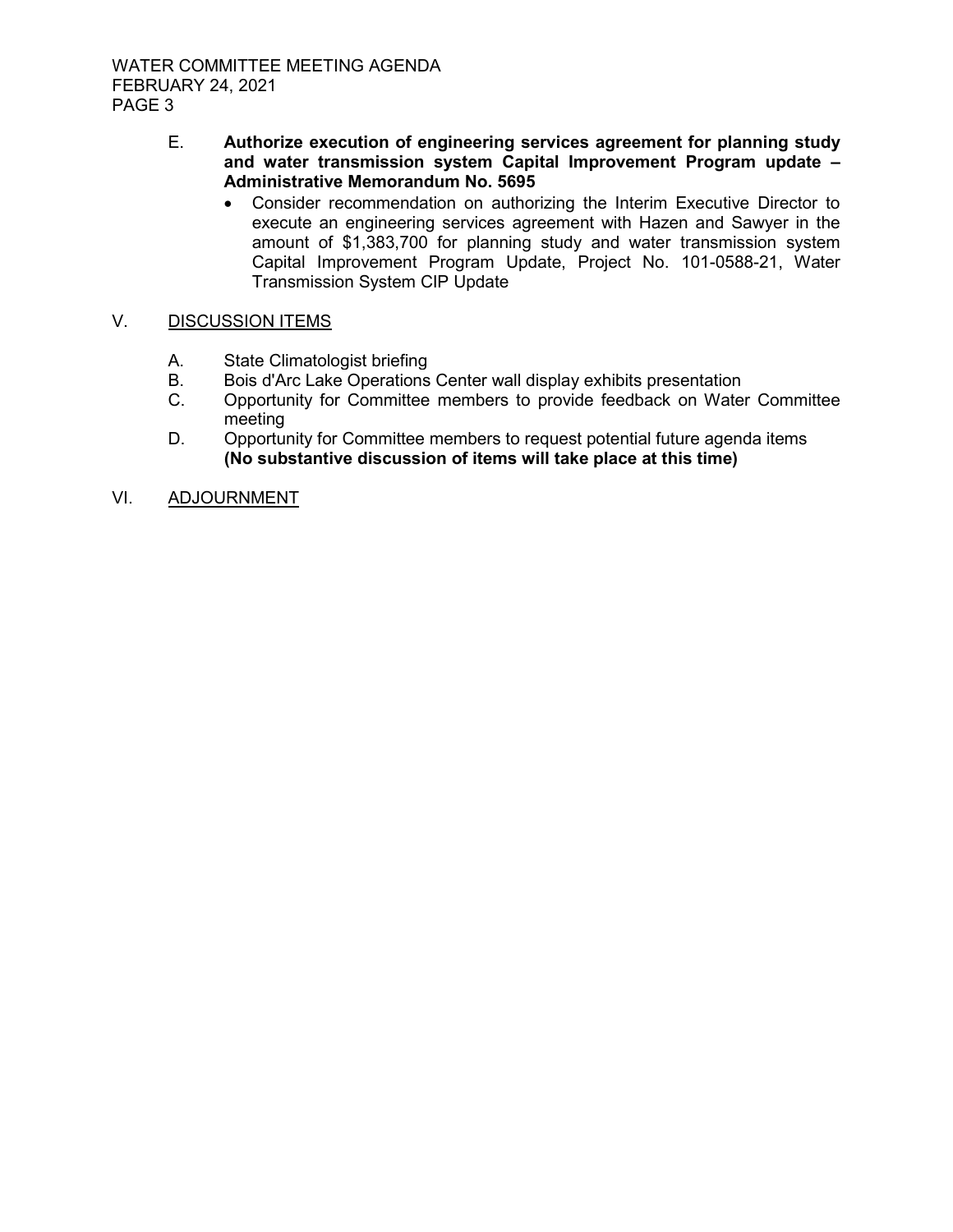E. **Authorize execution of engineering services agreement for planning study and water transmission system Capital Improvement Program update – Administrative Memorandum No. 5695**

- Consider recommendation on authorizing the Interim Executive Director to execute an engineering services agreement with Hazen and Sawyer in the amount of $1,383,700 for planning study and water transmission system Capital Improvement Program Update, Project No. 101-0588-21, Water Transmission System CIP Update

## V. DISCUSSION ITEMS

A. State Climatologist briefing

B. Bois d'Arc Lake Operations Center wall display exhibits presentation

C. Opportunity for Committee members to provide feedback on Water Committee meeting

D. Opportunity for Committee members to request potential future agenda items **(No substantive discussion of items will take place at this time)**

## VI. ADJOURNMENT